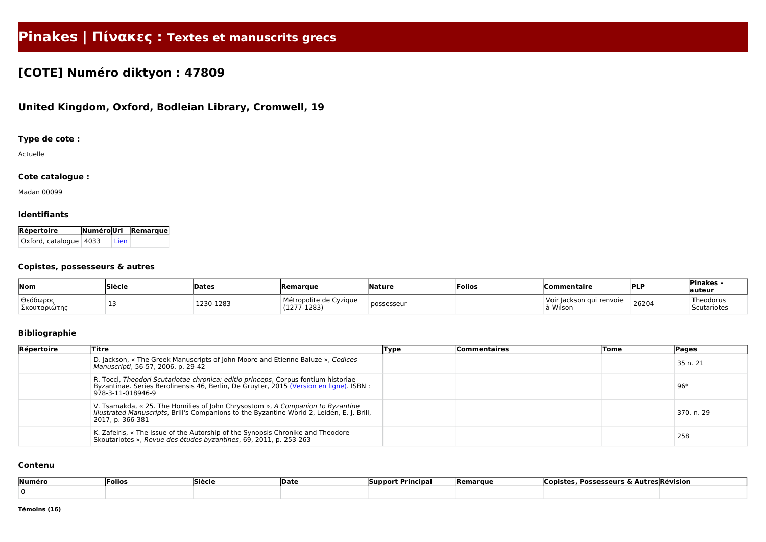# Pinakes | Πίνακες : Textes et manuscrits grecs

## [COTE] Numéro diktyon : 47809

### United Kingdom, Oxford, Bodleian Library, Cromwell, 19

#### Type de cote :

Actuelle

#### Cote catalogue :

Madan 00099

#### Identifiants

| Répertoire | Numéro | Url | Remarque |
|---|---|---|---|
| Oxford, catalogue | 4033 | Lien | |

#### Copistes, possesseurs & autres

| Nom | Siècle | Dates | Remarque | Nature | Folios | Commentaire | PLP | Pinakes - auteur |
|---|---|---|---|---|---|---|---|---|
| Θεόδωρος Σκουταριώτης | 13 | 1230-1283 | Métropolite de Cyzique (1277-1283) | possesseur | | Voir Jackson qui renvoie à Wilson | 26204 | Theodorus Scutariotes |

#### Bibliographie

| Répertoire | Titre | Type | Commentaires | Tome | Pages |
|---|---|---|---|---|---|
| | D. Jackson, « The Greek Manuscripts of John Moore and Etienne Baluze », *Codices Manuscripti*, 56-57, 2006, p. 29-42 | | | | 35 n. 21 |
| | R. Tocci, *Theodori Scutariotae chronica: editio princeps*, Corpus fontium historiae Byzantinae. Series Berolinensis 46, Berlin, De Gruyter, 2015 (Version en ligne). ISBN : 978-3-11-018946-9 | | | | 96* |
| | V. Tsamakda, « 25. The Homilies of John Chrysostom », *A Companion to Byzantine Illustrated Manuscripts*, Brill's Companions to the Byzantine World 2, Leiden, E. J. Brill, 2017, p. 366-381 | | | | 370, n. 29 |
| | K. Zafeiris, « The Issue of the Autorship of the Synopsis Chronike and Theodore Skoutariotes », *Revue des études byzantines*, 69, 2011, p. 253-263 | | | | 258 |

#### Contenu

| Numéro | Folios | Siècle | Date | Support Principal | Remarque | Copistes, Possesseurs & Autres | Révision |
|---|---|---|---|---|---|---|---|
| 0 | | | | | | | |

**Témoins (16)**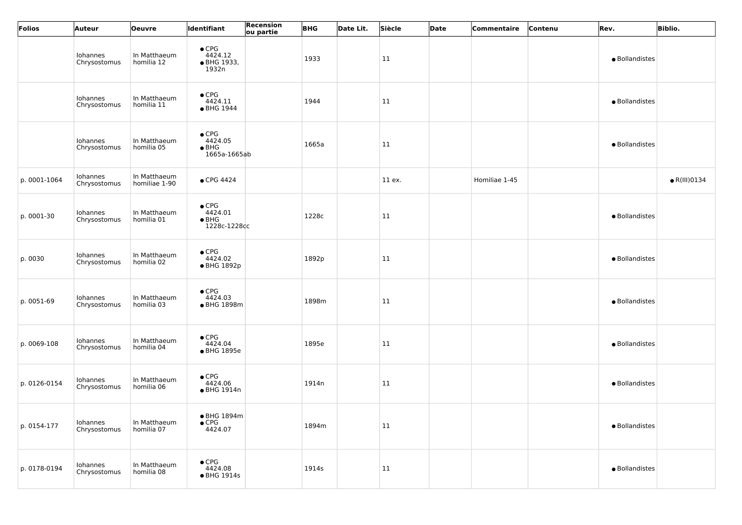| Folios | Auteur | Oeuvre | Identifiant | Recension ou partie | BHG | Date Lit. | Siècle | Date | Commentaire | Contenu | Rev. | Biblio. |
|---|---|---|---|---|---|---|---|---|---|---|---|---|
| | Iohannes Chrysostomus | In Matthaeum homilia 12 | • CPG 4424.12<br>• BHG 1933, 1932n | | 1933 | | 11 | | | | • Bollandistes | |
| | Iohannes Chrysostomus | In Matthaeum homilia 11 | • CPG 4424.11<br>• BHG 1944 | | 1944 | | 11 | | | | • Bollandistes | |
| | Iohannes Chrysostomus | In Matthaeum homilia 05 | • CPG 4424.05<br>• BHG 1665a-1665ab | | 1665a | | 11 | | | | • Bollandistes | |
| p. 0001-1064 | Iohannes Chrysostomus | In Matthaeum homiliae 1-90 | • CPG 4424 | | | | 11 ex. | | Homiliae 1-45 | | | • R(III)0134 |
| p. 0001-30 | Iohannes Chrysostomus | In Matthaeum homilia 01 | • CPG 4424.01<br>• BHG 1228c-1228cc | | 1228c | | 11 | | | | • Bollandistes | |
| p. 0030 | Iohannes Chrysostomus | In Matthaeum homilia 02 | • CPG 4424.02<br>• BHG 1892p | | 1892p | | 11 | | | | • Bollandistes | |
| p. 0051-69 | Iohannes Chrysostomus | In Matthaeum homilia 03 | • CPG 4424.03<br>• BHG 1898m | | 1898m | | 11 | | | | • Bollandistes | |
| p. 0069-108 | Iohannes Chrysostomus | In Matthaeum homilia 04 | • CPG 4424.04<br>• BHG 1895e | | 1895e | | 11 | | | | • Bollandistes | |
| p. 0126-0154 | Iohannes Chrysostomus | In Matthaeum homilia 06 | • CPG 4424.06<br>• BHG 1914n | | 1914n | | 11 | | | | • Bollandistes | |
| p. 0154-177 | Iohannes Chrysostomus | In Matthaeum homilia 07 | • BHG 1894m<br>• CPG 4424.07 | | 1894m | | 11 | | | | • Bollandistes | |
| p. 0178-0194 | Iohannes Chrysostomus | In Matthaeum homilia 08 | • CPG 4424.08<br>• BHG 1914s | | 1914s | | 11 | | | | • Bollandistes | |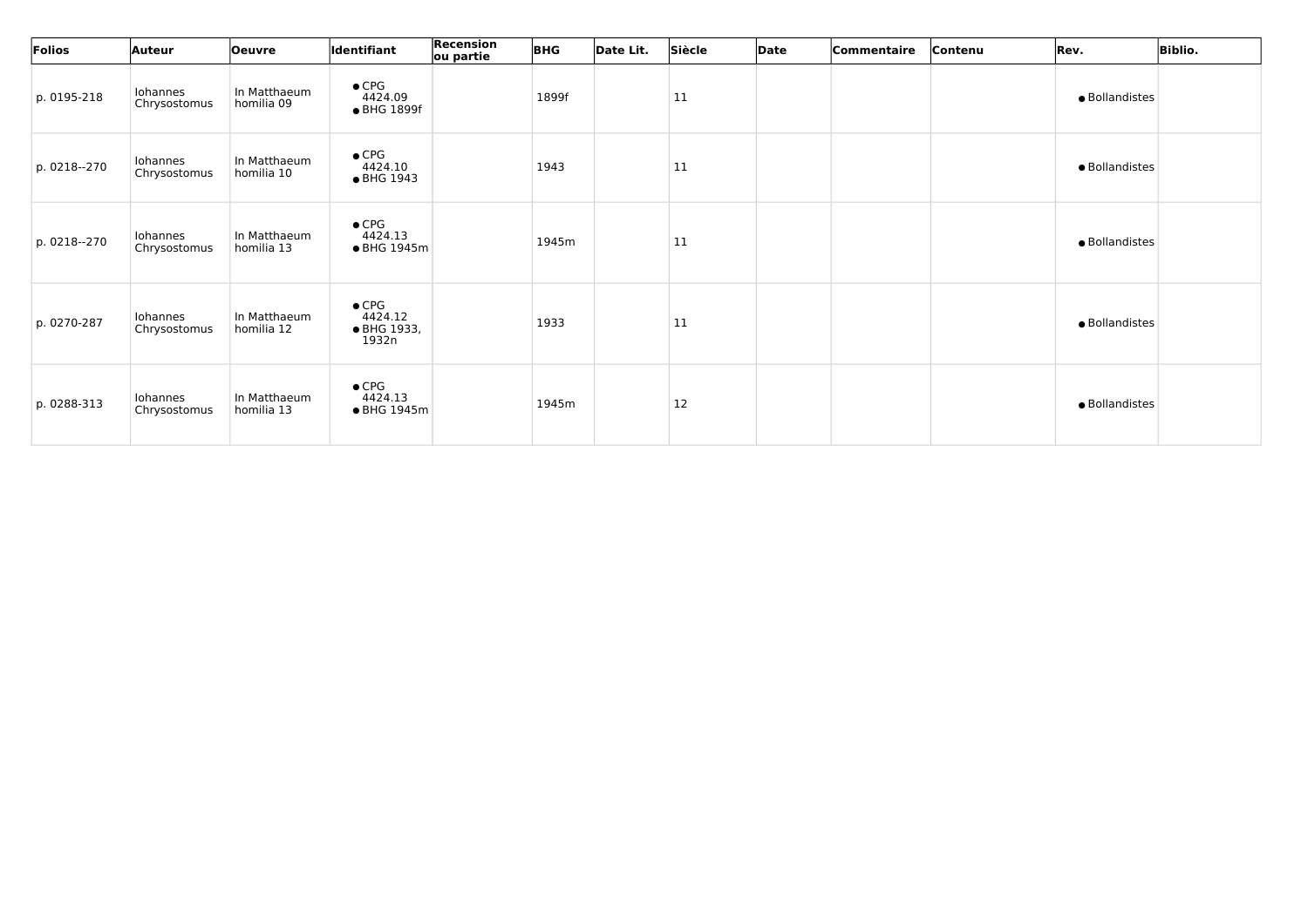| Folios | Auteur | Oeuvre | Identifiant | Recension ou partie | BHG | Date Lit. | Siècle | Date | Commentaire | Contenu | Rev. | Biblio. |
|---|---|---|---|---|---|---|---|---|---|---|---|---|
| p. 0195-218 | Iohannes Chrysostomus | In Matthaeum homilia 09 | • CPG 4424.09<br>• BHG 1899f | | 1899f | | 11 | | | | • Bollandistes | |
| p. 0218--270 | Iohannes Chrysostomus | In Matthaeum homilia 10 | • CPG 4424.10<br>• BHG 1943 | | 1943 | | 11 | | | | • Bollandistes | |
| p. 0218--270 | Iohannes Chrysostomus | In Matthaeum homilia 13 | • CPG 4424.13<br>• BHG 1945m | | 1945m | | 11 | | | | • Bollandistes | |
| p. 0270-287 | Iohannes Chrysostomus | In Matthaeum homilia 12 | • CPG 4424.12<br>• BHG 1933, 1932n | | 1933 | | 11 | | | | • Bollandistes | |
| p. 0288-313 | Iohannes Chrysostomus | In Matthaeum homilia 13 | • CPG 4424.13<br>• BHG 1945m | | 1945m | | 12 | | | | • Bollandistes | |